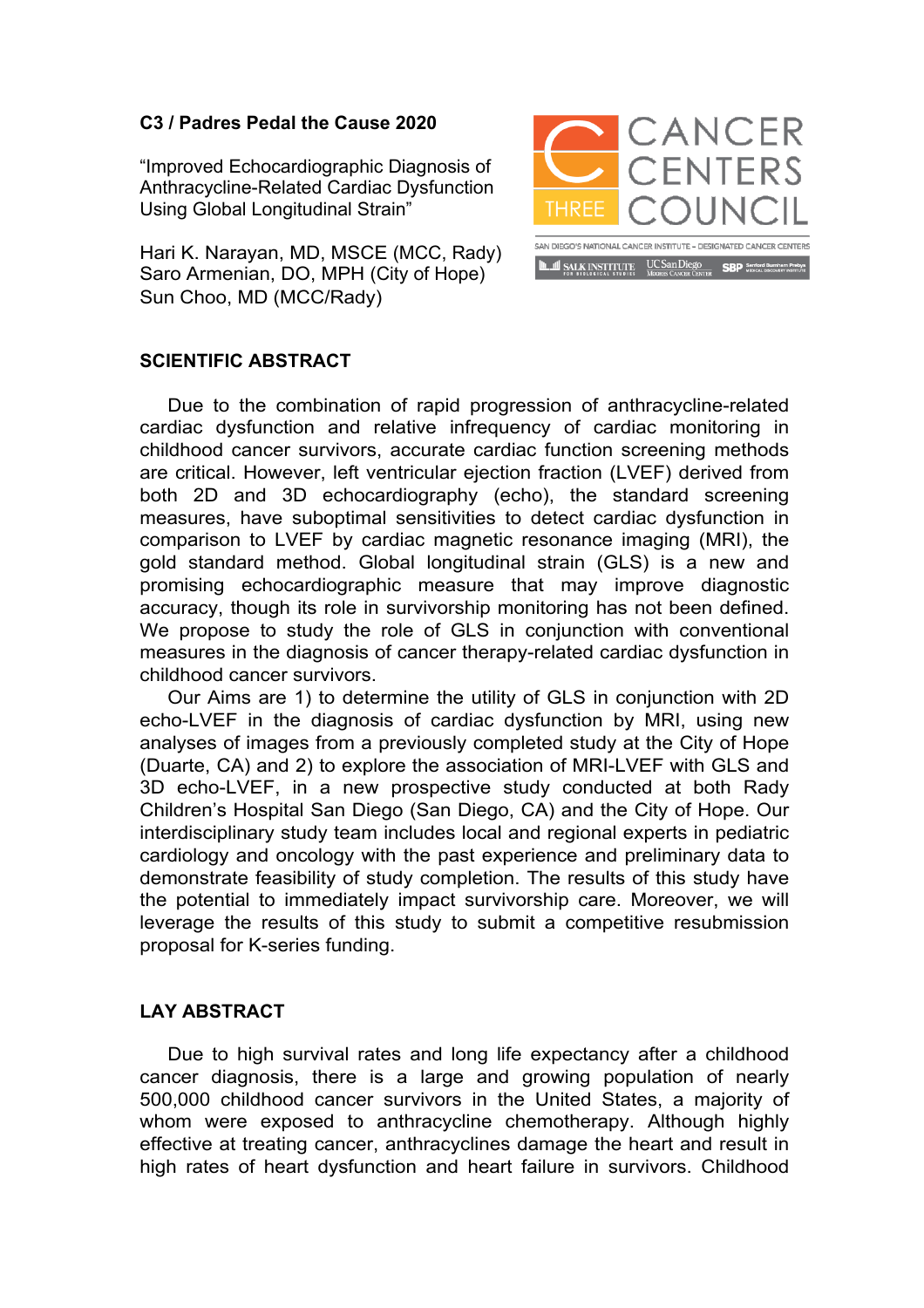**C3 / Padres Pedal the Cause 2020**

"Improved Echocardiographic Diagnosis of Anthracycline-Related Cardiac Dysfunction Using Global Longitudinal Strain"

Hari K. Narayan, MD, MSCE (MCC, Rady)
Saro Armenian, DO, MPH (City of Hope)
Sun Choo, MD (MCC/Rady)

CANCER CENTERS COUNCIL
THREE
SAN DIEGO'S NATIONAL CANCER INSTITUTE – DESIGNATED CANCER CENTERS
SALK INSTITUTE FOR BIOLOGICAL STUDIES | UC San Diego Moores Cancer Center | SBP Sanford Burnham Prebys Medical Discovery Institute

## SCIENTIFIC ABSTRACT

Due to the combination of rapid progression of anthracycline-related cardiac dysfunction and relative infrequency of cardiac monitoring in childhood cancer survivors, accurate cardiac function screening methods are critical. However, left ventricular ejection fraction (LVEF) derived from both 2D and 3D echocardiography (echo), the standard screening measures, have suboptimal sensitivities to detect cardiac dysfunction in comparison to LVEF by cardiac magnetic resonance imaging (MRI), the gold standard method. Global longitudinal strain (GLS) is a new and promising echocardiographic measure that may improve diagnostic accuracy, though its role in survivorship monitoring has not been defined. We propose to study the role of GLS in conjunction with conventional measures in the diagnosis of cancer therapy-related cardiac dysfunction in childhood cancer survivors.

Our Aims are 1) to determine the utility of GLS in conjunction with 2D echo-LVEF in the diagnosis of cardiac dysfunction by MRI, using new analyses of images from a previously completed study at the City of Hope (Duarte, CA) and 2) to explore the association of MRI-LVEF with GLS and 3D echo-LVEF, in a new prospective study conducted at both Rady Children's Hospital San Diego (San Diego, CA) and the City of Hope. Our interdisciplinary study team includes local and regional experts in pediatric cardiology and oncology with the past experience and preliminary data to demonstrate feasibility of study completion. The results of this study have the potential to immediately impact survivorship care. Moreover, we will leverage the results of this study to submit a competitive resubmission proposal for K-series funding.

## LAY ABSTRACT

Due to high survival rates and long life expectancy after a childhood cancer diagnosis, there is a large and growing population of nearly 500,000 childhood cancer survivors in the United States, a majority of whom were exposed to anthracycline chemotherapy. Although highly effective at treating cancer, anthracyclines damage the heart and result in high rates of heart dysfunction and heart failure in survivors. Childhood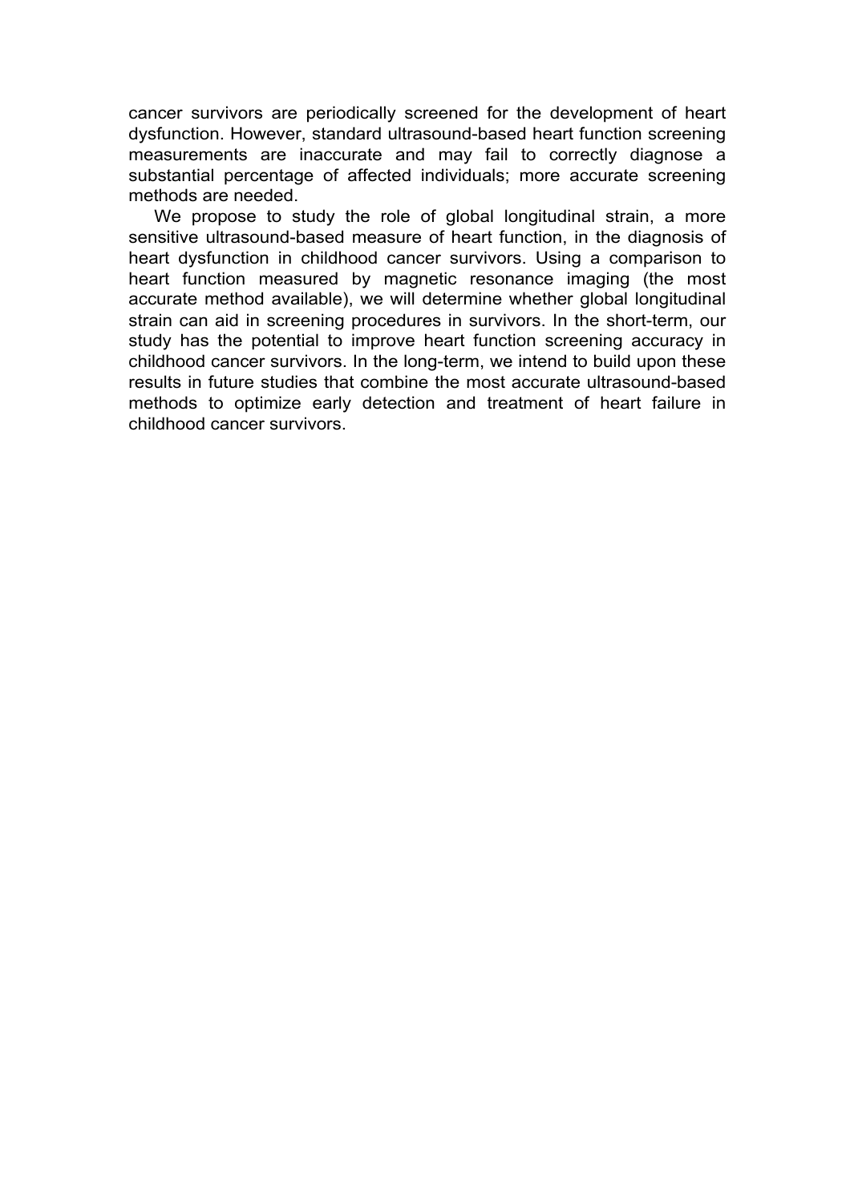cancer survivors are periodically screened for the development of heart dysfunction. However, standard ultrasound-based heart function screening measurements are inaccurate and may fail to correctly diagnose a substantial percentage of affected individuals; more accurate screening methods are needed.

We propose to study the role of global longitudinal strain, a more sensitive ultrasound-based measure of heart function, in the diagnosis of heart dysfunction in childhood cancer survivors. Using a comparison to heart function measured by magnetic resonance imaging (the most accurate method available), we will determine whether global longitudinal strain can aid in screening procedures in survivors. In the short-term, our study has the potential to improve heart function screening accuracy in childhood cancer survivors. In the long-term, we intend to build upon these results in future studies that combine the most accurate ultrasound-based methods to optimize early detection and treatment of heart failure in childhood cancer survivors.